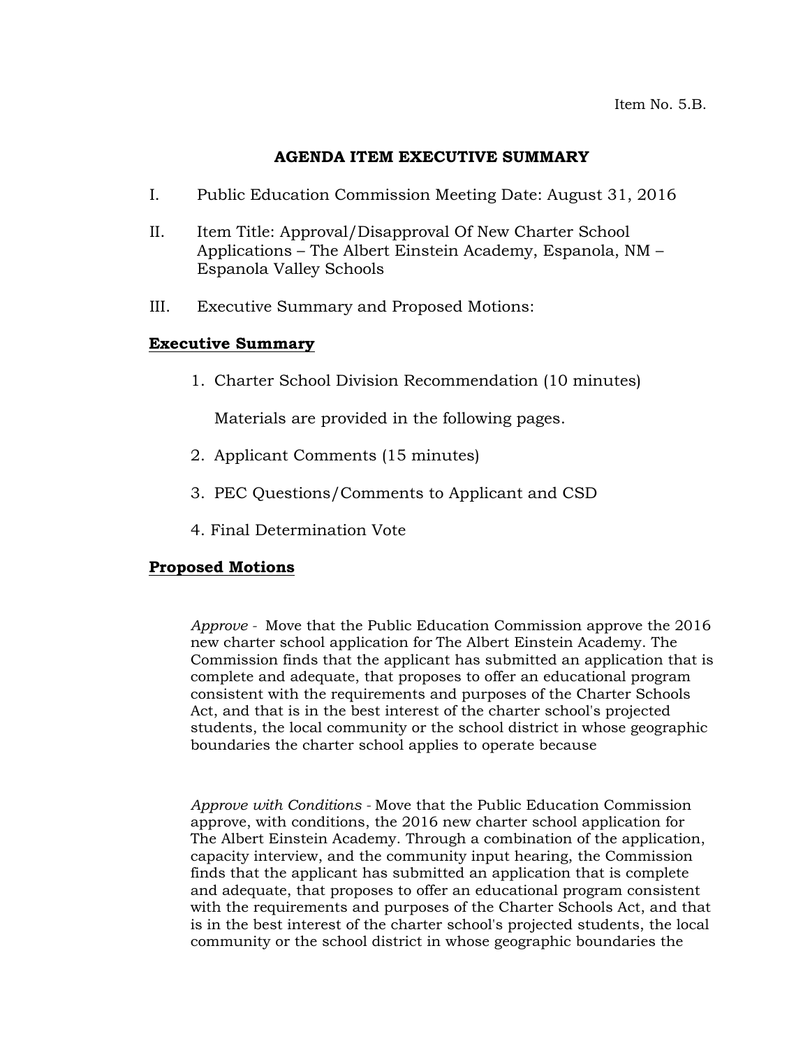Item No. 5.B.

# AGENDA ITEM EXECUTIVE SUMMARY

I. Public Education Commission Meeting Date: August 31, 2016

II. Item Title: Approval/Disapproval Of New Charter School Applications – The Albert Einstein Academy, Espanola, NM – Espanola Valley Schools

III. Executive Summary and Proposed Motions:

## Executive Summary

1. Charter School Division Recommendation (10 minutes)

   Materials are provided in the following pages.

2. Applicant Comments (15 minutes)

3. PEC Questions/Comments to Applicant and CSD

4. Final Determination Vote

## Proposed Motions

*Approve* - Move that the Public Education Commission approve the 2016 new charter school application for The Albert Einstein Academy. The Commission finds that the applicant has submitted an application that is complete and adequate, that proposes to offer an educational program consistent with the requirements and purposes of the Charter Schools Act, and that is in the best interest of the charter school's projected students, the local community or the school district in whose geographic boundaries the charter school applies to operate because

*Approve with Conditions* - Move that the Public Education Commission approve, with conditions, the 2016 new charter school application for The Albert Einstein Academy. Through a combination of the application, capacity interview, and the community input hearing, the Commission finds that the applicant has submitted an application that is complete and adequate, that proposes to offer an educational program consistent with the requirements and purposes of the Charter Schools Act, and that is in the best interest of the charter school's projected students, the local community or the school district in whose geographic boundaries the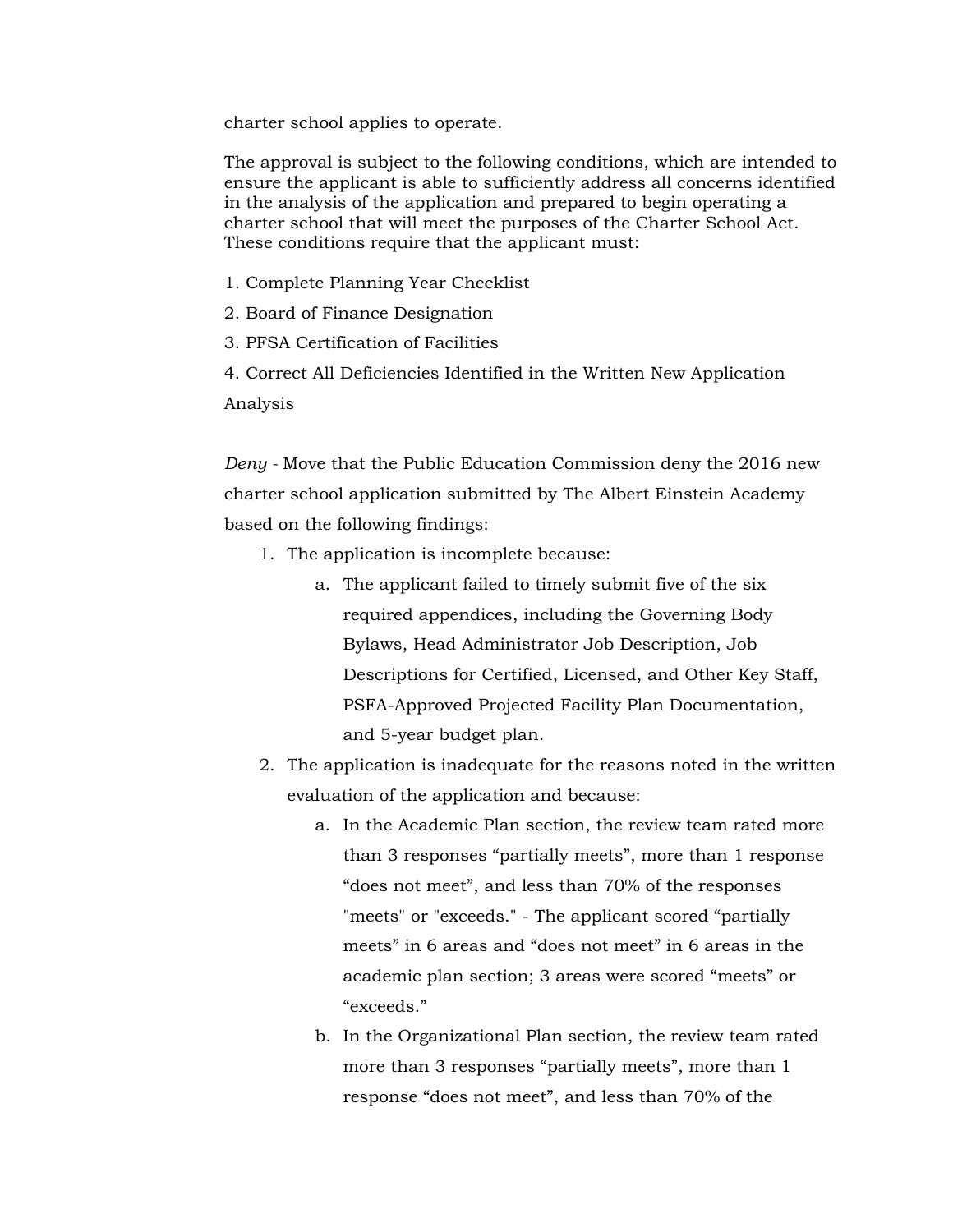charter school applies to operate.

The approval is subject to the following conditions, which are intended to ensure the applicant is able to sufficiently address all concerns identified in the analysis of the application and prepared to begin operating a charter school that will meet the purposes of the Charter School Act. These conditions require that the applicant must:

1. Complete Planning Year Checklist
2. Board of Finance Designation
3. PFSA Certification of Facilities
4. Correct All Deficiencies Identified in the Written New Application Analysis

*Deny* - Move that the Public Education Commission deny the 2016 new charter school application submitted by The Albert Einstein Academy based on the following findings:

1. The application is incomplete because:
    a. The applicant failed to timely submit five of the six required appendices, including the Governing Body Bylaws, Head Administrator Job Description, Job Descriptions for Certified, Licensed, and Other Key Staff, PSFA-Approved Projected Facility Plan Documentation, and 5-year budget plan.
2. The application is inadequate for the reasons noted in the written evaluation of the application and because:
    a. In the Academic Plan section, the review team rated more than 3 responses "partially meets", more than 1 response "does not meet", and less than 70% of the responses "meets" or "exceeds." - The applicant scored "partially meets" in 6 areas and "does not meet" in 6 areas in the academic plan section; 3 areas were scored "meets" or "exceeds."
    b. In the Organizational Plan section, the review team rated more than 3 responses "partially meets", more than 1 response "does not meet", and less than 70% of the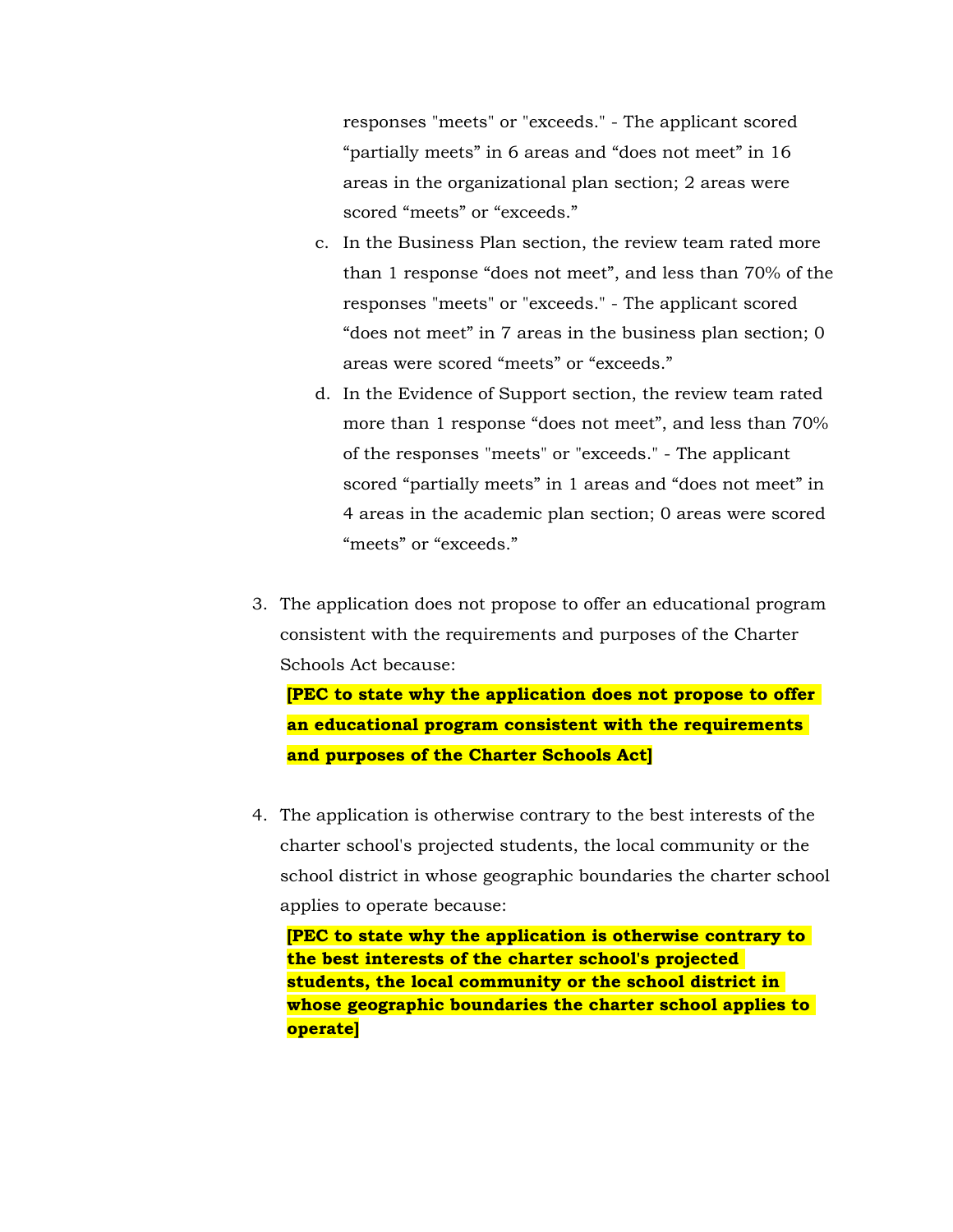responses "meets" or "exceeds." - The applicant scored "partially meets" in 6 areas and "does not meet" in 16 areas in the organizational plan section; 2 areas were scored "meets" or "exceeds."

   c. In the Business Plan section, the review team rated more than 1 response "does not meet", and less than 70% of the responses "meets" or "exceeds." - The applicant scored "does not meet" in 7 areas in the business plan section; 0 areas were scored "meets" or "exceeds."

   d. In the Evidence of Support section, the review team rated more than 1 response "does not meet", and less than 70% of the responses "meets" or "exceeds." - The applicant scored "partially meets" in 1 areas and "does not meet" in 4 areas in the academic plan section; 0 areas were scored "meets" or "exceeds."

3. The application does not propose to offer an educational program consistent with the requirements and purposes of the Charter Schools Act because:

   **[PEC to state why the application does not propose to offer an educational program consistent with the requirements and purposes of the Charter Schools Act]**

4. The application is otherwise contrary to the best interests of the charter school's projected students, the local community or the school district in whose geographic boundaries the charter school applies to operate because:

   **[PEC to state why the application is otherwise contrary to the best interests of the charter school's projected students, the local community or the school district in whose geographic boundaries the charter school applies to operate]**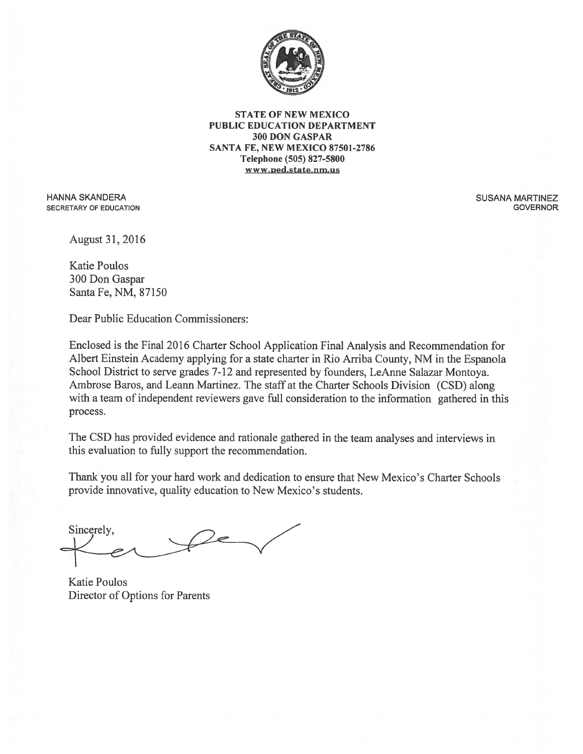**STATE OF NEW MEXICO**
**PUBLIC EDUCATION DEPARTMENT**
**300 DON GASPAR**
**SANTA FE, NEW MEXICO 87501-2786**
**Telephone (505) 827-5800**
**www.ped.state.nm.us**

HANNA SKANDERA
SECRETARY OF EDUCATION

SUSANA MARTINEZ
GOVERNOR

August 31, 2016

Katie Poulos
300 Don Gaspar
Santa Fe, NM, 87150

Dear Public Education Commissioners:

Enclosed is the Final 2016 Charter School Application Final Analysis and Recommendation for Albert Einstein Academy applying for a state charter in Rio Arriba County, NM in the Espanola School District to serve grades 7-12 and represented by founders, LeAnne Salazar Montoya. Ambrose Baros, and Leann Martinez. The staff at the Charter Schools Division (CSD) along with a team of independent reviewers gave full consideration to the information gathered in this process.

The CSD has provided evidence and rationale gathered in the team analyses and interviews in this evaluation to fully support the recommendation.

Thank you all for your hard work and dedication to ensure that New Mexico's Charter Schools provide innovative, quality education to New Mexico's students.

Sincerely,

Katie Poulos
Director of Options for Parents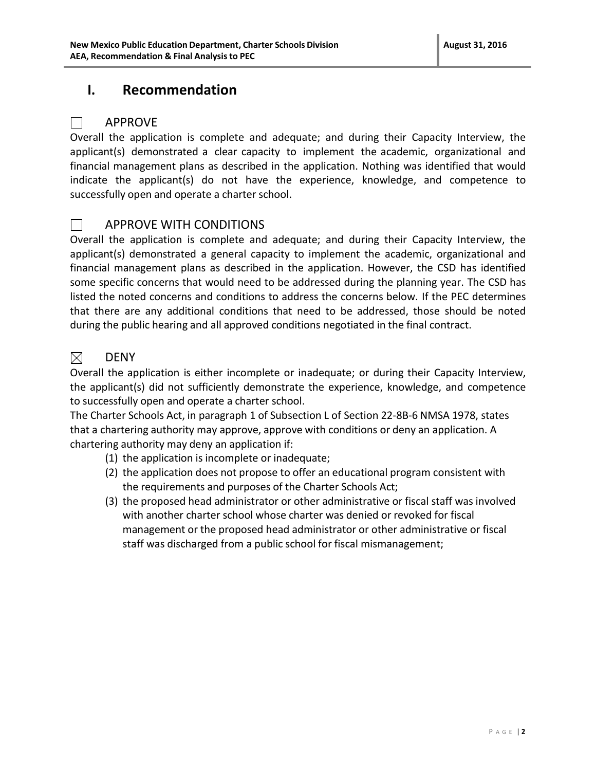# I. Recommendation

☐ APPROVE

Overall the application is complete and adequate; and during their Capacity Interview, the applicant(s) demonstrated a clear capacity to implement the academic, organizational and financial management plans as described in the application. Nothing was identified that would indicate the applicant(s) do not have the experience, knowledge, and competence to successfully open and operate a charter school.

☐ APPROVE WITH CONDITIONS

Overall the application is complete and adequate; and during their Capacity Interview, the applicant(s) demonstrated a general capacity to implement the academic, organizational and financial management plans as described in the application. However, the CSD has identified some specific concerns that would need to be addressed during the planning year. The CSD has listed the noted concerns and conditions to address the concerns below. If the PEC determines that there are any additional conditions that need to be addressed, those should be noted during the public hearing and all approved conditions negotiated in the final contract.

☒ DENY

Overall the application is either incomplete or inadequate; or during their Capacity Interview, the applicant(s) did not sufficiently demonstrate the experience, knowledge, and competence to successfully open and operate a charter school.

The Charter Schools Act, in paragraph 1 of Subsection L of Section 22-8B-6 NMSA 1978, states that a chartering authority may approve, approve with conditions or deny an application. A chartering authority may deny an application if:

(1) the application is incomplete or inadequate;

(2) the application does not propose to offer an educational program consistent with the requirements and purposes of the Charter Schools Act;

(3) the proposed head administrator or other administrative or fiscal staff was involved with another charter school whose charter was denied or revoked for fiscal management or the proposed head administrator or other administrative or fiscal staff was discharged from a public school for fiscal mismanagement;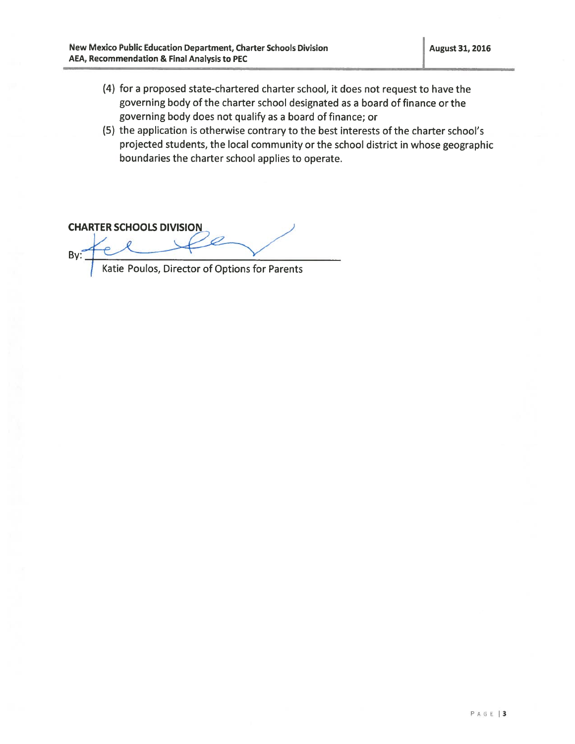(4) for a proposed state-chartered charter school, it does not request to have the governing body of the charter school designated as a board of finance or the governing body does not qualify as a board of finance; or

(5) the application is otherwise contrary to the best interests of the charter school's projected students, the local community or the school district in whose geographic boundaries the charter school applies to operate.

**CHARTER SCHOOLS DIVISION**

By: ____________________________________

Katie Poulos, Director of Options for Parents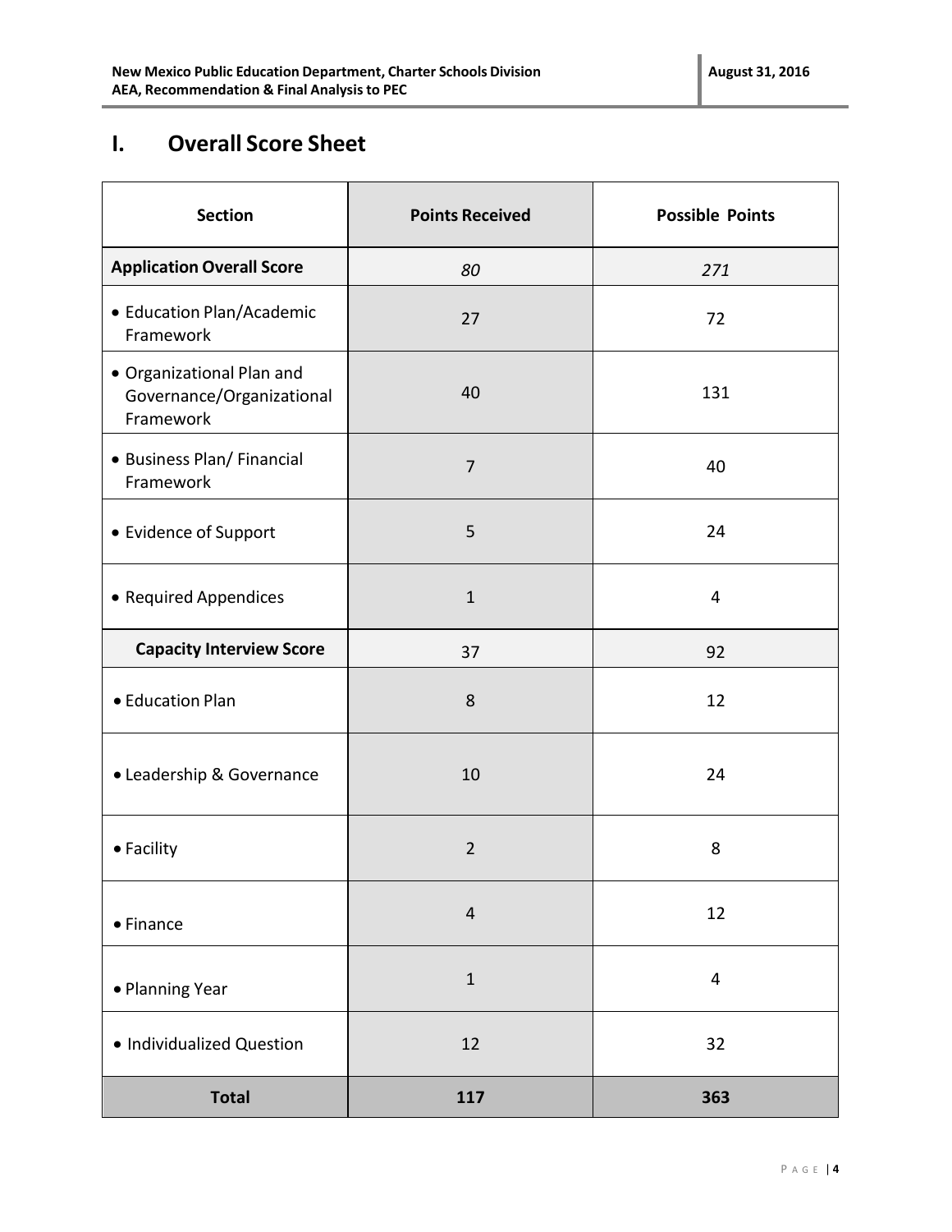# I. Overall Score Sheet

| Section | Points Received | Possible Points |
|---|---|---|
| **Application Overall Score** | *80* | *271* |
| • Education Plan/Academic Framework | 27 | 72 |
| • Organizational Plan and Governance/Organizational Framework | 40 | 131 |
| • Business Plan/ Financial Framework | 7 | 40 |
| • Evidence of Support | 5 | 24 |
| • Required Appendices | 1 | 4 |
| **Capacity Interview Score** | 37 | 92 |
| • Education Plan | 8 | 12 |
| • Leadership & Governance | 10 | 24 |
| • Facility | 2 | 8 |
| • Finance | 4 | 12 |
| • Planning Year | 1 | 4 |
| • Individualized Question | 12 | 32 |
| **Total** | **117** | **363** |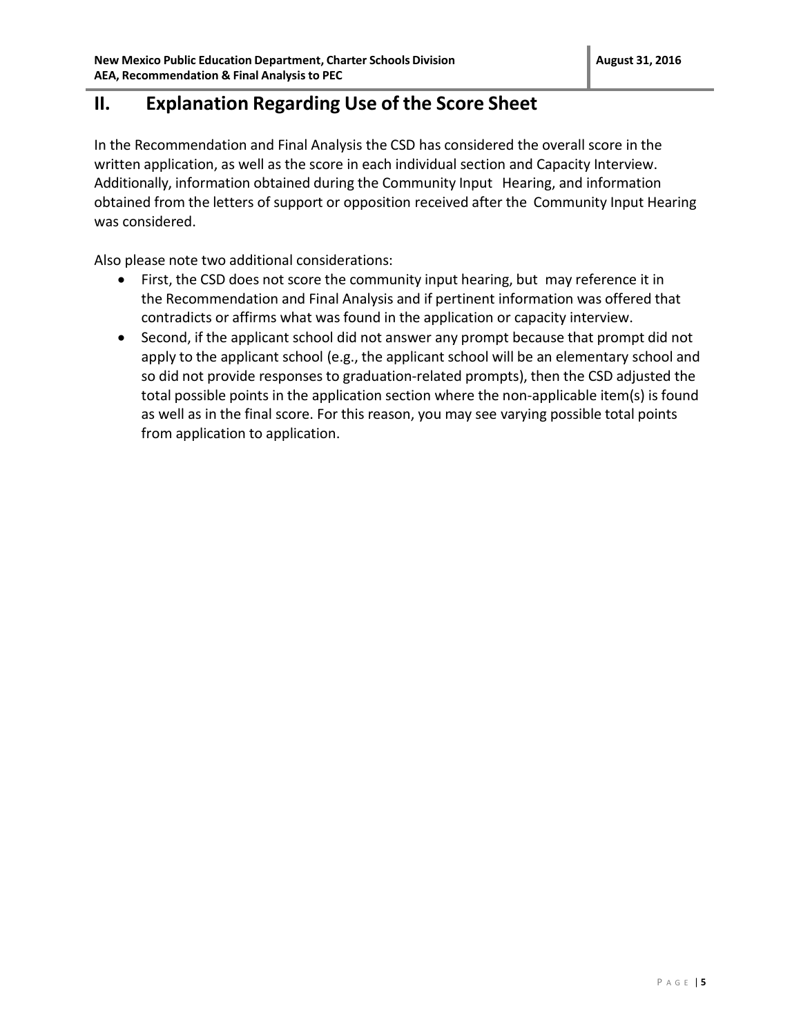## II. Explanation Regarding Use of the Score Sheet

In the Recommendation and Final Analysis the CSD has considered the overall score in the written application, as well as the score in each individual section and Capacity Interview. Additionally, information obtained during the Community Input Hearing, and information obtained from the letters of support or opposition received after the Community Input Hearing was considered.

Also please note two additional considerations:

- First, the CSD does not score the community input hearing, but may reference it in the Recommendation and Final Analysis and if pertinent information was offered that contradicts or affirms what was found in the application or capacity interview.
- Second, if the applicant school did not answer any prompt because that prompt did not apply to the applicant school (e.g., the applicant school will be an elementary school and so did not provide responses to graduation-related prompts), then the CSD adjusted the total possible points in the application section where the non-applicable item(s) is found as well as in the final score. For this reason, you may see varying possible total points from application to application.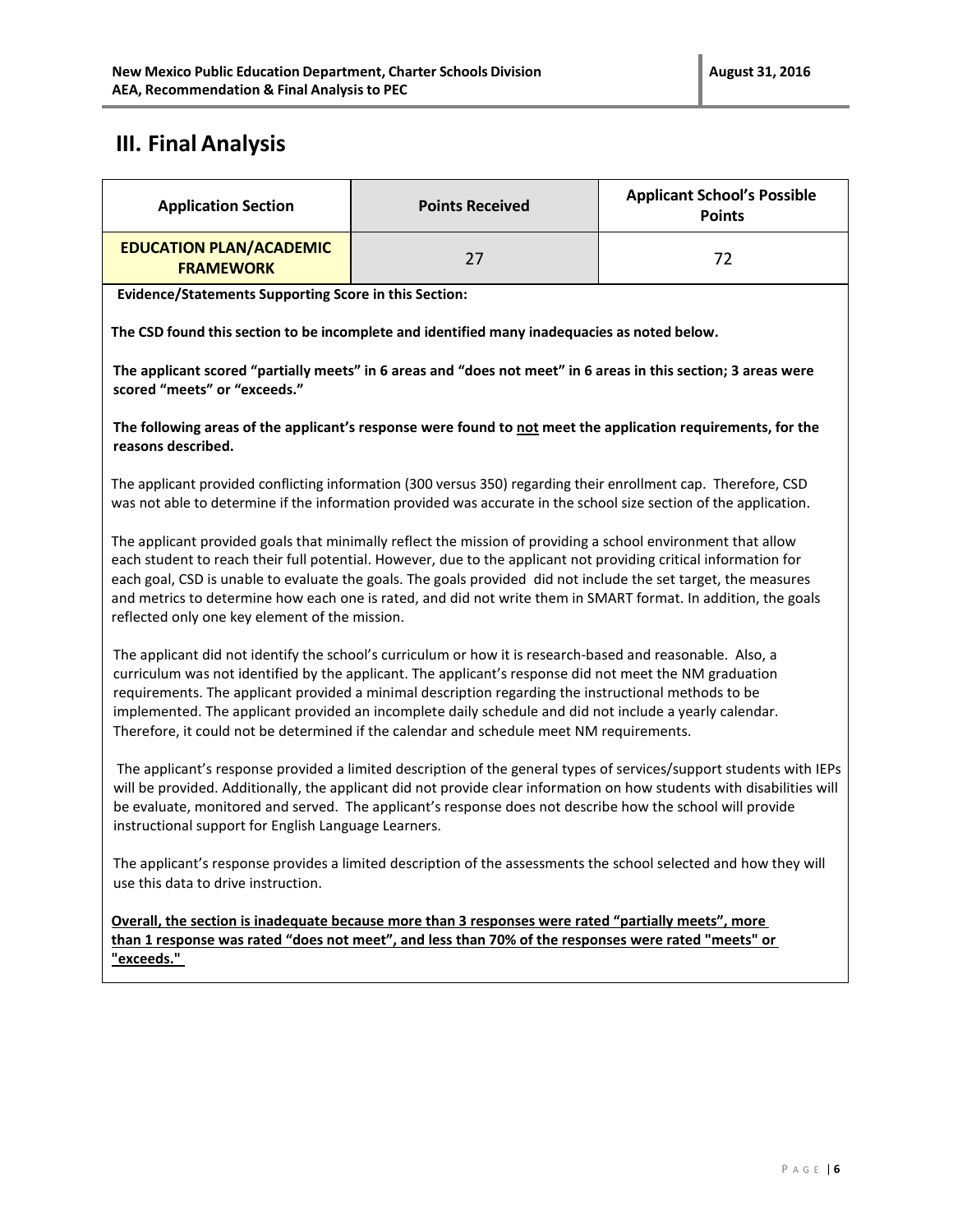# III. Final Analysis

| Application Section | Points Received | Applicant School's Possible Points |
|---|---|---|
| **EDUCATION PLAN/ACADEMIC FRAMEWORK** | 27 | 72 |

**Evidence/Statements Supporting Score in this Section:**

**The CSD found this section to be incomplete and identified many inadequacies as noted below.**

**The applicant scored "partially meets" in 6 areas and "does not meet" in 6 areas in this section; 3 areas were scored "meets" or "exceeds."**

**The following areas of the applicant's response were found to <u>not</u> meet the application requirements, for the reasons described.**

The applicant provided conflicting information (300 versus 350) regarding their enrollment cap. Therefore, CSD was not able to determine if the information provided was accurate in the school size section of the application.

The applicant provided goals that minimally reflect the mission of providing a school environment that allow each student to reach their full potential. However, due to the applicant not providing critical information for each goal, CSD is unable to evaluate the goals. The goals provided did not include the set target, the measures and metrics to determine how each one is rated, and did not write them in SMART format. In addition, the goals reflected only one key element of the mission.

The applicant did not identify the school's curriculum or how it is research-based and reasonable. Also, a curriculum was not identified by the applicant. The applicant's response did not meet the NM graduation requirements. The applicant provided a minimal description regarding the instructional methods to be implemented. The applicant provided an incomplete daily schedule and did not include a yearly calendar. Therefore, it could not be determined if the calendar and schedule meet NM requirements.

The applicant's response provided a limited description of the general types of services/support students with IEPs will be provided. Additionally, the applicant did not provide clear information on how students with disabilities will be evaluate, monitored and served. The applicant's response does not describe how the school will provide instructional support for English Language Learners.

The applicant's response provides a limited description of the assessments the school selected and how they will use this data to drive instruction.

**<u>Overall, the section is inadequate because more than 3 responses were rated "partially meets", more than 1 response was rated "does not meet", and less than 70% of the responses were rated "meets" or "exceeds."</u>**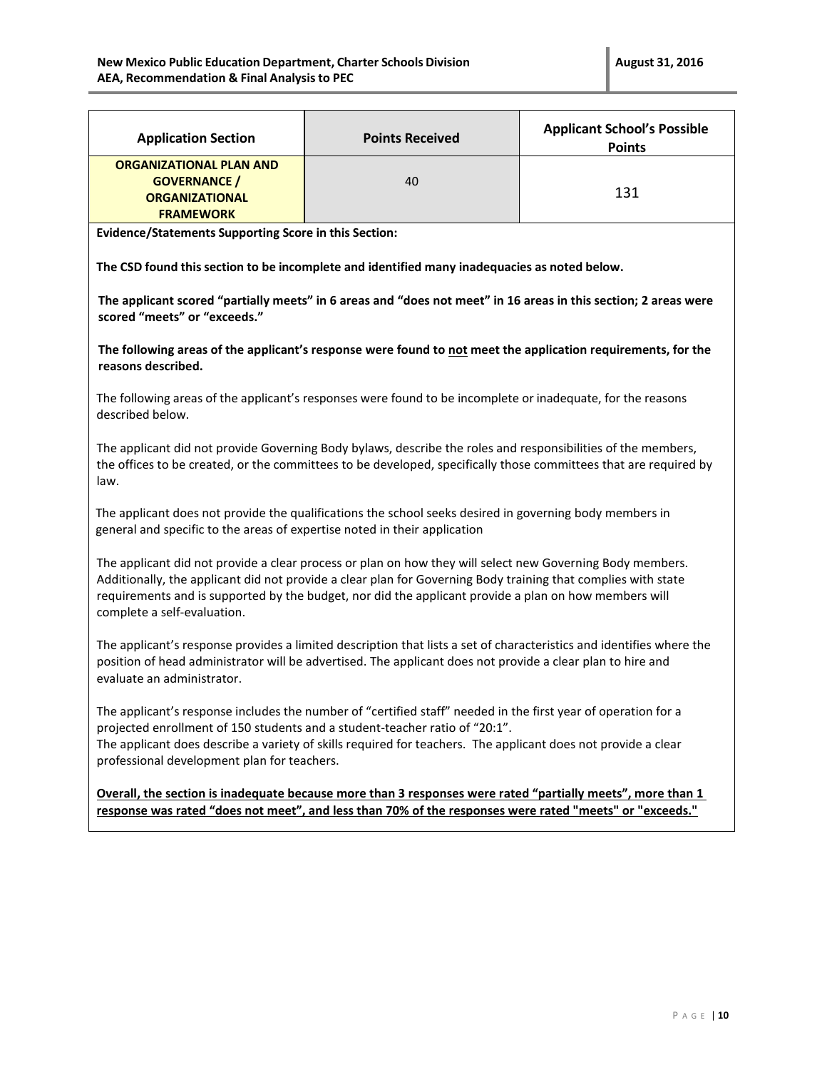| Application Section | Points Received | Applicant School's Possible Points |
| --- | --- | --- |
| **ORGANIZATIONAL PLAN AND GOVERNANCE / ORGANIZATIONAL FRAMEWORK** | 40 | 131 |

**Evidence/Statements Supporting Score in this Section:**

**The CSD found this section to be incomplete and identified many inadequacies as noted below.**

**The applicant scored "partially meets" in 6 areas and "does not meet" in 16 areas in this section; 2 areas were scored "meets" or "exceeds."**

**The following areas of the applicant's response were found to not meet the application requirements, for the reasons described.**

The following areas of the applicant's responses were found to be incomplete or inadequate, for the reasons described below.

The applicant did not provide Governing Body bylaws, describe the roles and responsibilities of the members, the offices to be created, or the committees to be developed, specifically those committees that are required by law.

The applicant does not provide the qualifications the school seeks desired in governing body members in general and specific to the areas of expertise noted in their application

The applicant did not provide a clear process or plan on how they will select new Governing Body members. Additionally, the applicant did not provide a clear plan for Governing Body training that complies with state requirements and is supported by the budget, nor did the applicant provide a plan on how members will complete a self-evaluation.

The applicant's response provides a limited description that lists a set of characteristics and identifies where the position of head administrator will be advertised. The applicant does not provide a clear plan to hire and evaluate an administrator.

The applicant's response includes the number of "certified staff" needed in the first year of operation for a projected enrollment of 150 students and a student-teacher ratio of "20:1".
The applicant does describe a variety of skills required for teachers. The applicant does not provide a clear professional development plan for teachers.

**Overall, the section is inadequate because more than 3 responses were rated "partially meets", more than 1 response was rated "does not meet", and less than 70% of the responses were rated "meets" or "exceeds."**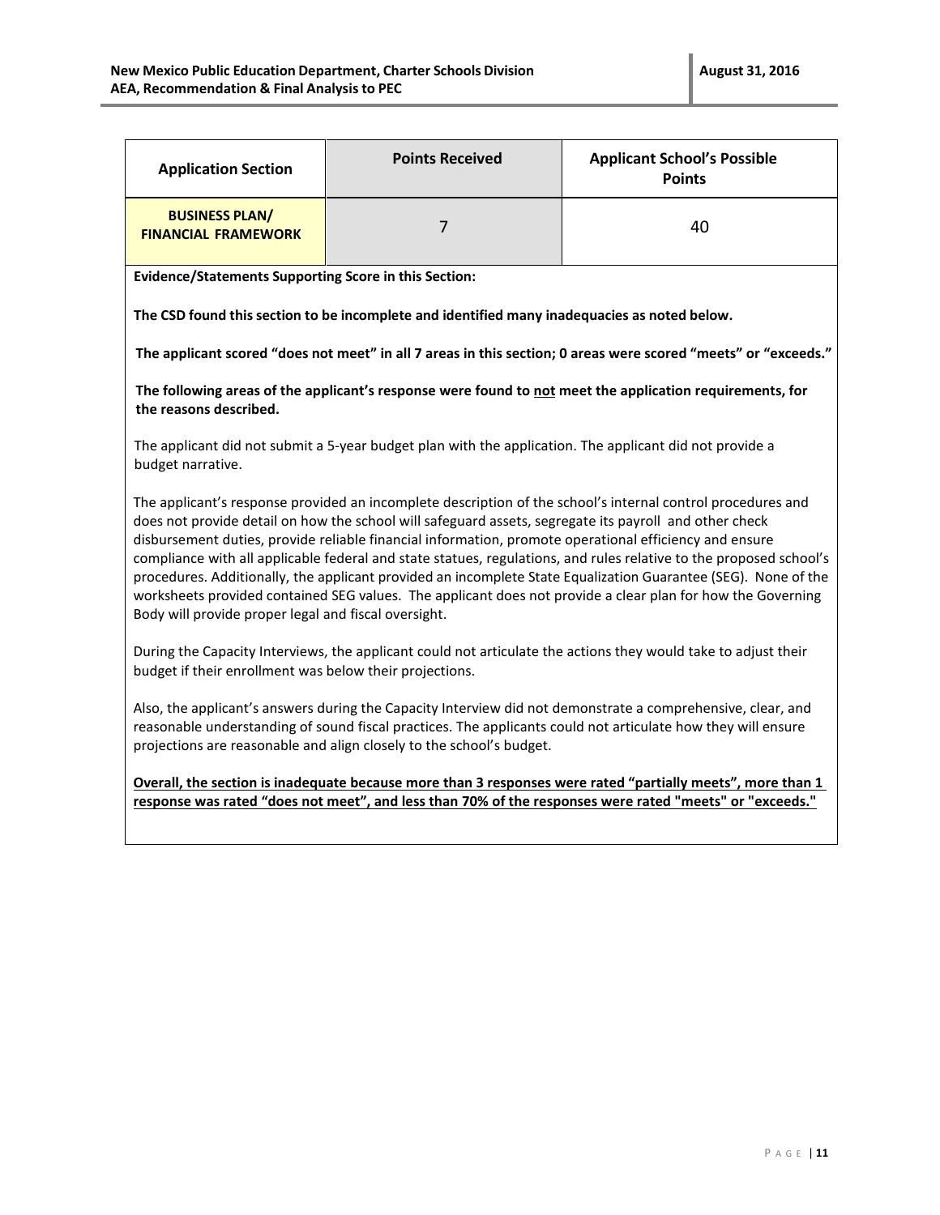| Application Section | Points Received | Applicant School's Possible Points |
|---|---|---|
| **BUSINESS PLAN/ FINANCIAL FRAMEWORK** | 7 | 40 |

**Evidence/Statements Supporting Score in this Section:**

**The CSD found this section to be incomplete and identified many inadequacies as noted below.**

**The applicant scored "does not meet" in all 7 areas in this section; 0 areas were scored "meets" or "exceeds."**

**The following areas of the applicant's response were found to <u>not</u> meet the application requirements, for the reasons described.**

The applicant did not submit a 5-year budget plan with the application. The applicant did not provide a budget narrative.

The applicant's response provided an incomplete description of the school's internal control procedures and does not provide detail on how the school will safeguard assets, segregate its payroll and other check disbursement duties, provide reliable financial information, promote operational efficiency and ensure compliance with all applicable federal and state statues, regulations, and rules relative to the proposed school's procedures. Additionally, the applicant provided an incomplete State Equalization Guarantee (SEG). None of the worksheets provided contained SEG values. The applicant does not provide a clear plan for how the Governing Body will provide proper legal and fiscal oversight.

During the Capacity Interviews, the applicant could not articulate the actions they would take to adjust their budget if their enrollment was below their projections.

Also, the applicant's answers during the Capacity Interview did not demonstrate a comprehensive, clear, and reasonable understanding of sound fiscal practices. The applicants could not articulate how they will ensure projections are reasonable and align closely to the school's budget.

**<u>Overall, the section is inadequate because more than 3 responses were rated "partially meets", more than 1 response was rated "does not meet", and less than 70% of the responses were rated "meets" or "exceeds."</u>**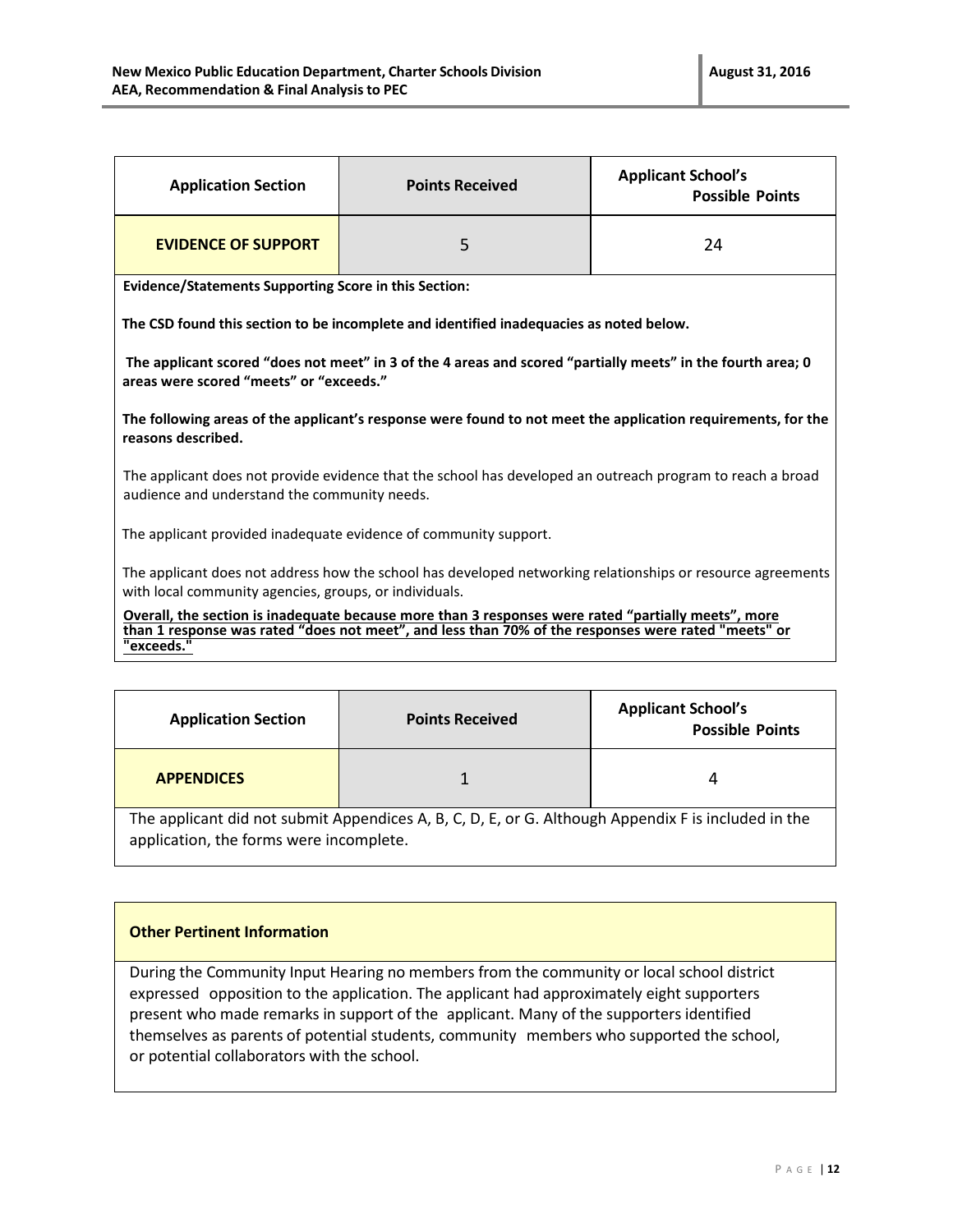| Application Section | Points Received | Applicant School's Possible Points |
| --- | --- | --- |
| **EVIDENCE OF SUPPORT** | 5 | 24 |

**Evidence/Statements Supporting Score in this Section:**

**The CSD found this section to be incomplete and identified inadequacies as noted below.**

**The applicant scored "does not meet" in 3 of the 4 areas and scored "partially meets" in the fourth area; 0 areas were scored "meets" or "exceeds."**

**The following areas of the applicant's response were found to not meet the application requirements, for the reasons described.**

The applicant does not provide evidence that the school has developed an outreach program to reach a broad audience and understand the community needs.

The applicant provided inadequate evidence of community support.

The applicant does not address how the school has developed networking relationships or resource agreements with local community agencies, groups, or individuals.

**Overall, the section is inadequate because more than 3 responses were rated "partially meets", more than 1 response was rated "does not meet", and less than 70% of the responses were rated "meets" or "exceeds."**

| Application Section | Points Received | Applicant School's Possible Points |
| --- | --- | --- |
| **APPENDICES** | 1 | 4 |

The applicant did not submit Appendices A, B, C, D, E, or G. Although Appendix F is included in the application, the forms were incomplete.

**Other Pertinent Information**

During the Community Input Hearing no members from the community or local school district expressed opposition to the application. The applicant had approximately eight supporters present who made remarks in support of the applicant. Many of the supporters identified themselves as parents of potential students, community members who supported the school, or potential collaborators with the school.